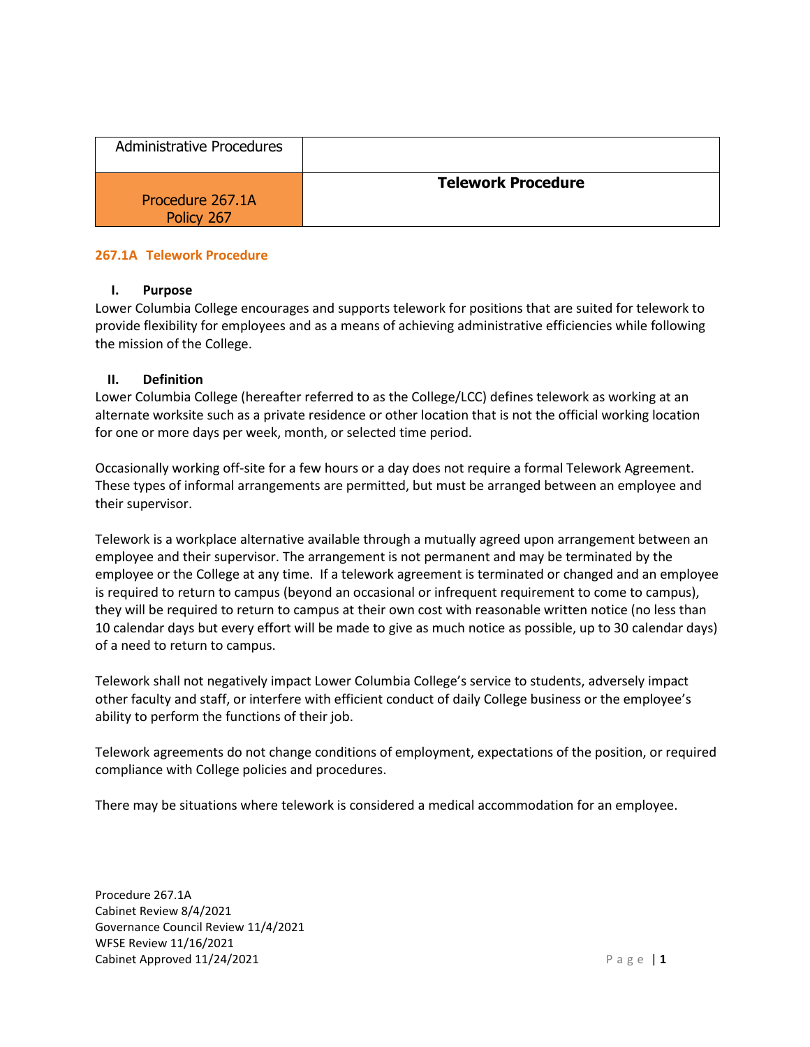| Administrative Procedures | |
|---|---|
| Procedure 267.1A<br>Policy 267 | **Telework Procedure** |

## 267.1A Telework Procedure

### I. Purpose

Lower Columbia College encourages and supports telework for positions that are suited for telework to provide flexibility for employees and as a means of achieving administrative efficiencies while following the mission of the College.

### II. Definition

Lower Columbia College (hereafter referred to as the College/LCC) defines telework as working at an alternate worksite such as a private residence or other location that is not the official working location for one or more days per week, month, or selected time period.

Occasionally working off-site for a few hours or a day does not require a formal Telework Agreement. These types of informal arrangements are permitted, but must be arranged between an employee and their supervisor.

Telework is a workplace alternative available through a mutually agreed upon arrangement between an employee and their supervisor. The arrangement is not permanent and may be terminated by the employee or the College at any time. If a telework agreement is terminated or changed and an employee is required to return to campus (beyond an occasional or infrequent requirement to come to campus), they will be required to return to campus at their own cost with reasonable written notice (no less than 10 calendar days but every effort will be made to give as much notice as possible, up to 30 calendar days) of a need to return to campus.

Telework shall not negatively impact Lower Columbia College's service to students, adversely impact other faculty and staff, or interfere with efficient conduct of daily College business or the employee's ability to perform the functions of their job.

Telework agreements do not change conditions of employment, expectations of the position, or required compliance with College policies and procedures.

There may be situations where telework is considered a medical accommodation for an employee.

Procedure 267.1A
Cabinet Review 8/4/2021
Governance Council Review 11/4/2021
WFSE Review 11/16/2021
Cabinet Approved 11/24/2021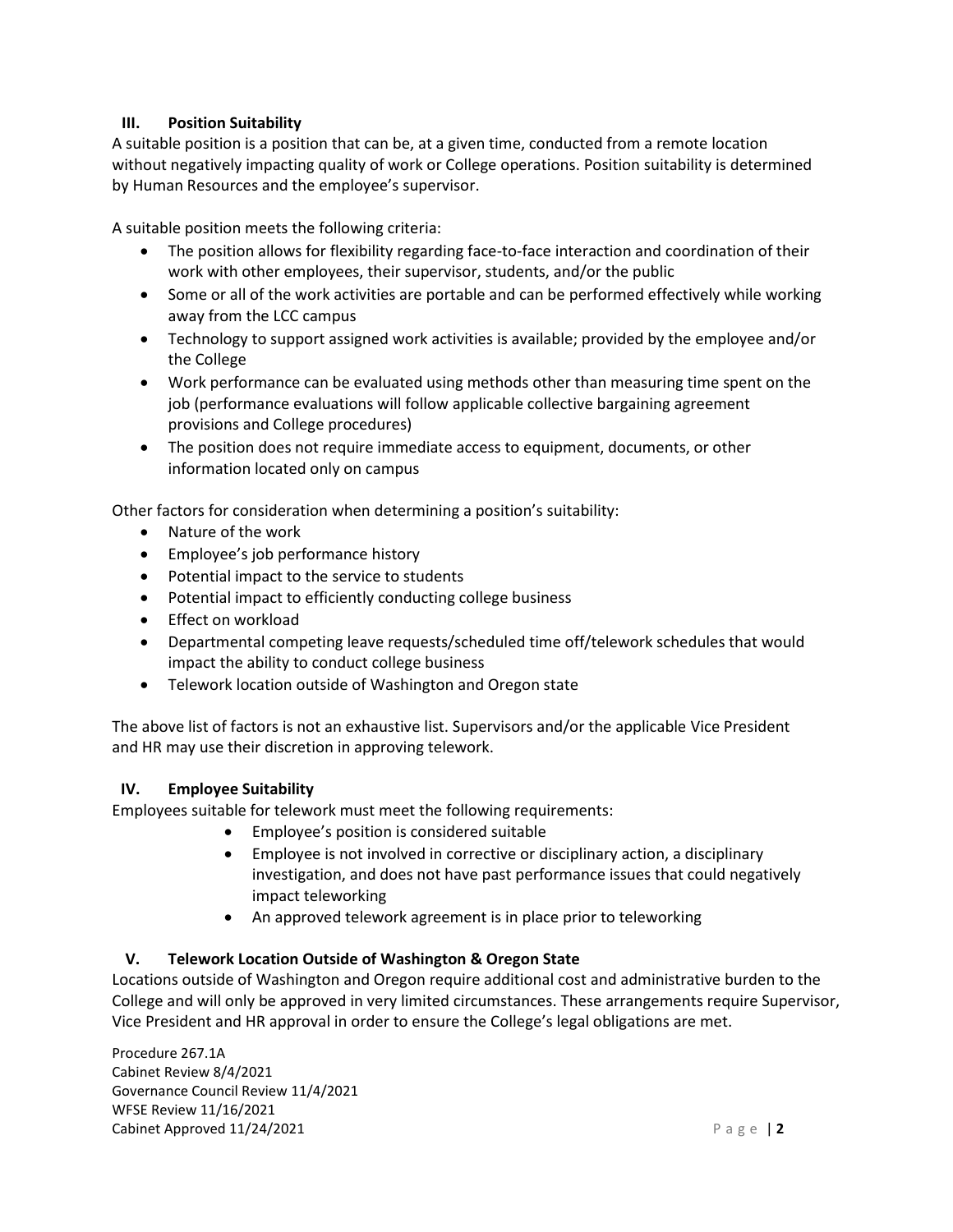## III. Position Suitability

A suitable position is a position that can be, at a given time, conducted from a remote location without negatively impacting quality of work or College operations. Position suitability is determined by Human Resources and the employee's supervisor.

A suitable position meets the following criteria:

- The position allows for flexibility regarding face-to-face interaction and coordination of their work with other employees, their supervisor, students, and/or the public
- Some or all of the work activities are portable and can be performed effectively while working away from the LCC campus
- Technology to support assigned work activities is available; provided by the employee and/or the College
- Work performance can be evaluated using methods other than measuring time spent on the job (performance evaluations will follow applicable collective bargaining agreement provisions and College procedures)
- The position does not require immediate access to equipment, documents, or other information located only on campus

Other factors for consideration when determining a position's suitability:

- Nature of the work
- Employee's job performance history
- Potential impact to the service to students
- Potential impact to efficiently conducting college business
- Effect on workload
- Departmental competing leave requests/scheduled time off/telework schedules that would impact the ability to conduct college business
- Telework location outside of Washington and Oregon state

The above list of factors is not an exhaustive list. Supervisors and/or the applicable Vice President and HR may use their discretion in approving telework.

## IV. Employee Suitability

Employees suitable for telework must meet the following requirements:

- Employee's position is considered suitable
- Employee is not involved in corrective or disciplinary action, a disciplinary investigation, and does not have past performance issues that could negatively impact teleworking
- An approved telework agreement is in place prior to teleworking

## V. Telework Location Outside of Washington & Oregon State

Locations outside of Washington and Oregon require additional cost and administrative burden to the College and will only be approved in very limited circumstances. These arrangements require Supervisor, Vice President and HR approval in order to ensure the College's legal obligations are met.

Procedure 267.1A
Cabinet Review 8/4/2021
Governance Council Review 11/4/2021
WFSE Review 11/16/2021
Cabinet Approved 11/24/2021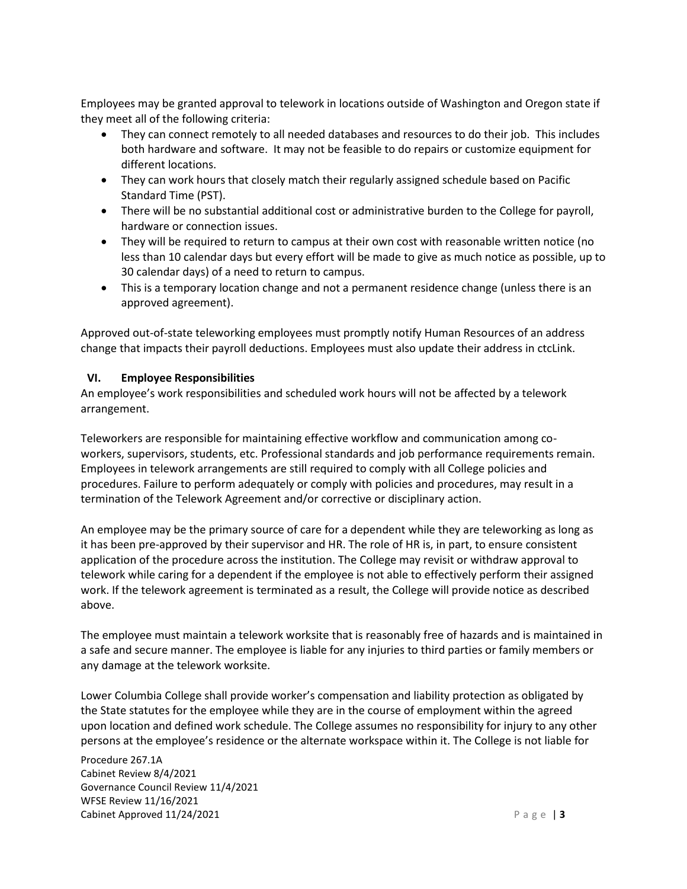Employees may be granted approval to telework in locations outside of Washington and Oregon state if they meet all of the following criteria:

- They can connect remotely to all needed databases and resources to do their job. This includes both hardware and software. It may not be feasible to do repairs or customize equipment for different locations.
- They can work hours that closely match their regularly assigned schedule based on Pacific Standard Time (PST).
- There will be no substantial additional cost or administrative burden to the College for payroll, hardware or connection issues.
- They will be required to return to campus at their own cost with reasonable written notice (no less than 10 calendar days but every effort will be made to give as much notice as possible, up to 30 calendar days) of a need to return to campus.
- This is a temporary location change and not a permanent residence change (unless there is an approved agreement).

Approved out-of-state teleworking employees must promptly notify Human Resources of an address change that impacts their payroll deductions. Employees must also update their address in ctcLink.

## VI. Employee Responsibilities

An employee's work responsibilities and scheduled work hours will not be affected by a telework arrangement.

Teleworkers are responsible for maintaining effective workflow and communication among co-workers, supervisors, students, etc. Professional standards and job performance requirements remain. Employees in telework arrangements are still required to comply with all College policies and procedures. Failure to perform adequately or comply with policies and procedures, may result in a termination of the Telework Agreement and/or corrective or disciplinary action.

An employee may be the primary source of care for a dependent while they are teleworking as long as it has been pre-approved by their supervisor and HR. The role of HR is, in part, to ensure consistent application of the procedure across the institution. The College may revisit or withdraw approval to telework while caring for a dependent if the employee is not able to effectively perform their assigned work. If the telework agreement is terminated as a result, the College will provide notice as described above.

The employee must maintain a telework worksite that is reasonably free of hazards and is maintained in a safe and secure manner. The employee is liable for any injuries to third parties or family members or any damage at the telework worksite.

Lower Columbia College shall provide worker's compensation and liability protection as obligated by the State statutes for the employee while they are in the course of employment within the agreed upon location and defined work schedule. The College assumes no responsibility for injury to any other persons at the employee's residence or the alternate workspace within it. The College is not liable for

Procedure 267.1A
Cabinet Review 8/4/2021
Governance Council Review 11/4/2021
WFSE Review 11/16/2021
Cabinet Approved 11/24/2021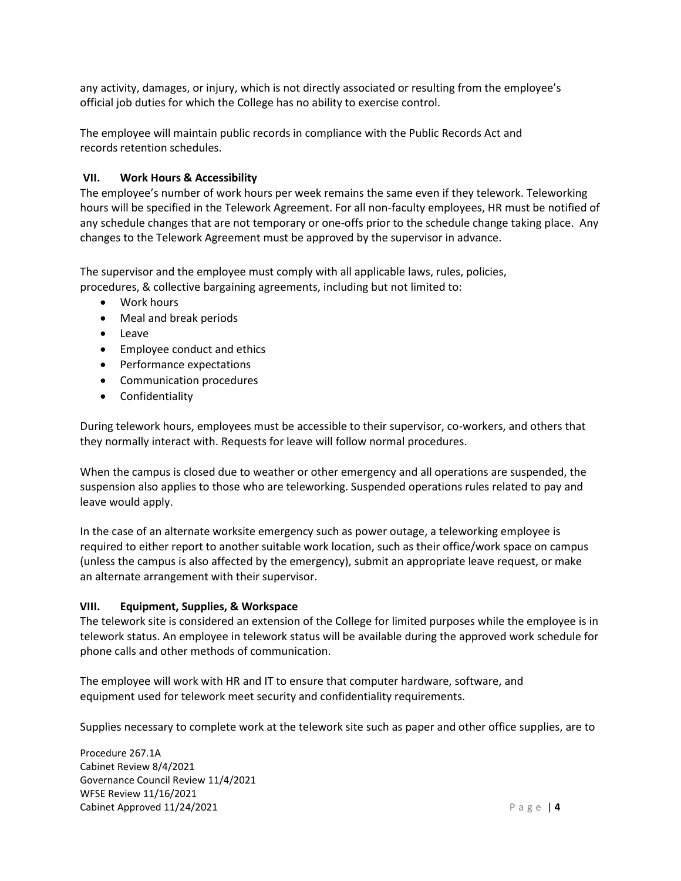any activity, damages, or injury, which is not directly associated or resulting from the employee's official job duties for which the College has no ability to exercise control.

The employee will maintain public records in compliance with the Public Records Act and records retention schedules.

## VII. Work Hours & Accessibility

The employee's number of work hours per week remains the same even if they telework. Teleworking hours will be specified in the Telework Agreement. For all non-faculty employees, HR must be notified of any schedule changes that are not temporary or one-offs prior to the schedule change taking place. Any changes to the Telework Agreement must be approved by the supervisor in advance.

The supervisor and the employee must comply with all applicable laws, rules, policies, procedures, & collective bargaining agreements, including but not limited to:

- Work hours
- Meal and break periods
- Leave
- Employee conduct and ethics
- Performance expectations
- Communication procedures
- Confidentiality

During telework hours, employees must be accessible to their supervisor, co-workers, and others that they normally interact with. Requests for leave will follow normal procedures.

When the campus is closed due to weather or other emergency and all operations are suspended, the suspension also applies to those who are teleworking. Suspended operations rules related to pay and leave would apply.

In the case of an alternate worksite emergency such as power outage, a teleworking employee is required to either report to another suitable work location, such as their office/work space on campus (unless the campus is also affected by the emergency), submit an appropriate leave request, or make an alternate arrangement with their supervisor.

## VIII. Equipment, Supplies, & Workspace

The telework site is considered an extension of the College for limited purposes while the employee is in telework status. An employee in telework status will be available during the approved work schedule for phone calls and other methods of communication.

The employee will work with HR and IT to ensure that computer hardware, software, and equipment used for telework meet security and confidentiality requirements.

Supplies necessary to complete work at the telework site such as paper and other office supplies, are to

Procedure 267.1A
Cabinet Review 8/4/2021
Governance Council Review 11/4/2021
WFSE Review 11/16/2021
Cabinet Approved 11/24/2021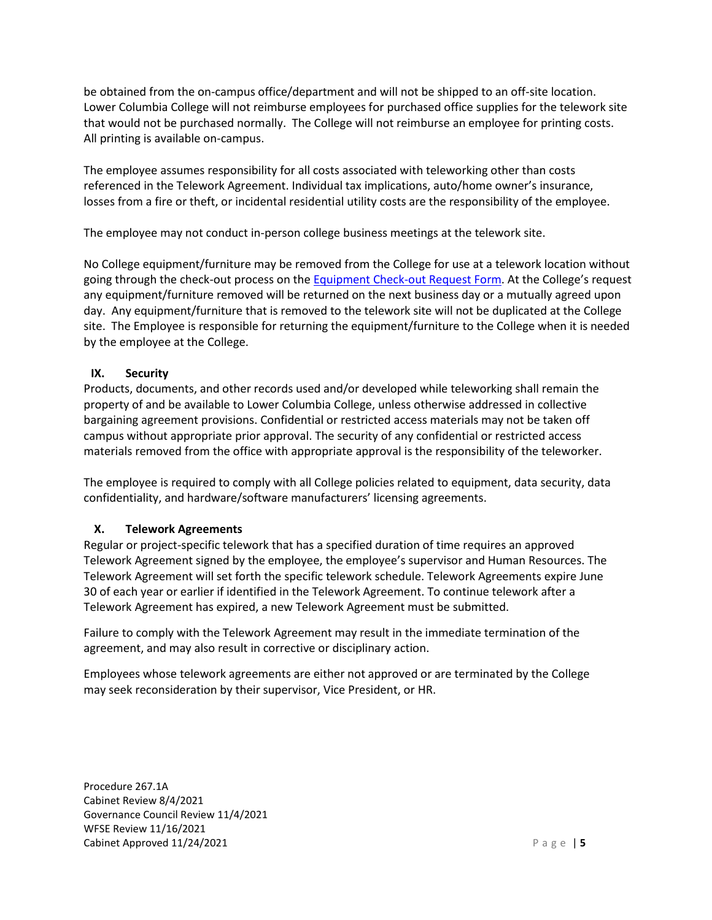be obtained from the on-campus office/department and will not be shipped to an off-site location. Lower Columbia College will not reimburse employees for purchased office supplies for the telework site that would not be purchased normally. The College will not reimburse an employee for printing costs. All printing is available on-campus.

The employee assumes responsibility for all costs associated with teleworking other than costs referenced in the Telework Agreement. Individual tax implications, auto/home owner's insurance, losses from a fire or theft, or incidental residential utility costs are the responsibility of the employee.

The employee may not conduct in-person college business meetings at the telework site.

No College equipment/furniture may be removed from the College for use at a telework location without going through the check-out process on the Equipment Check-out Request Form. At the College's request any equipment/furniture removed will be returned on the next business day or a mutually agreed upon day. Any equipment/furniture that is removed to the telework site will not be duplicated at the College site. The Employee is responsible for returning the equipment/furniture to the College when it is needed by the employee at the College.

## IX. Security

Products, documents, and other records used and/or developed while teleworking shall remain the property of and be available to Lower Columbia College, unless otherwise addressed in collective bargaining agreement provisions. Confidential or restricted access materials may not be taken off campus without appropriate prior approval. The security of any confidential or restricted access materials removed from the office with appropriate approval is the responsibility of the teleworker.

The employee is required to comply with all College policies related to equipment, data security, data confidentiality, and hardware/software manufacturers' licensing agreements.

## X. Telework Agreements

Regular or project-specific telework that has a specified duration of time requires an approved Telework Agreement signed by the employee, the employee's supervisor and Human Resources. The Telework Agreement will set forth the specific telework schedule. Telework Agreements expire June 30 of each year or earlier if identified in the Telework Agreement. To continue telework after a Telework Agreement has expired, a new Telework Agreement must be submitted.

Failure to comply with the Telework Agreement may result in the immediate termination of the agreement, and may also result in corrective or disciplinary action.

Employees whose telework agreements are either not approved or are terminated by the College may seek reconsideration by their supervisor, Vice President, or HR.

Procedure 267.1A
Cabinet Review 8/4/2021
Governance Council Review 11/4/2021
WFSE Review 11/16/2021
Cabinet Approved 11/24/2021